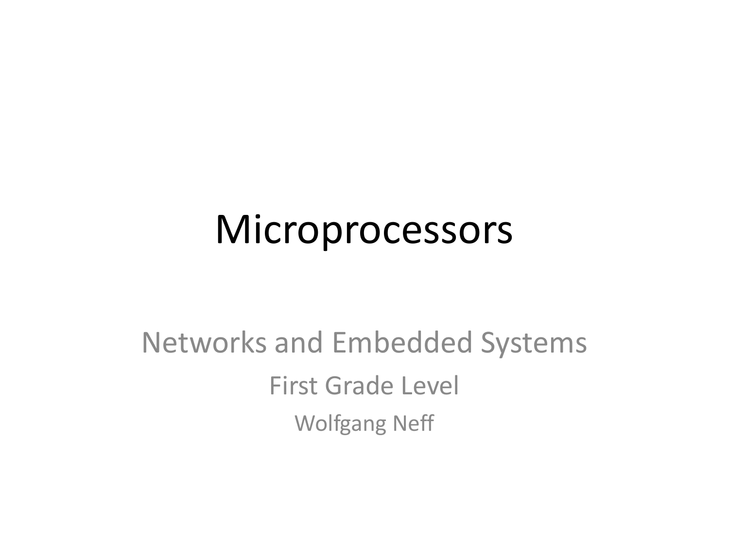# Microprocessors

Networks and Embedded Systems

First Grade Level

Wolfgang Neff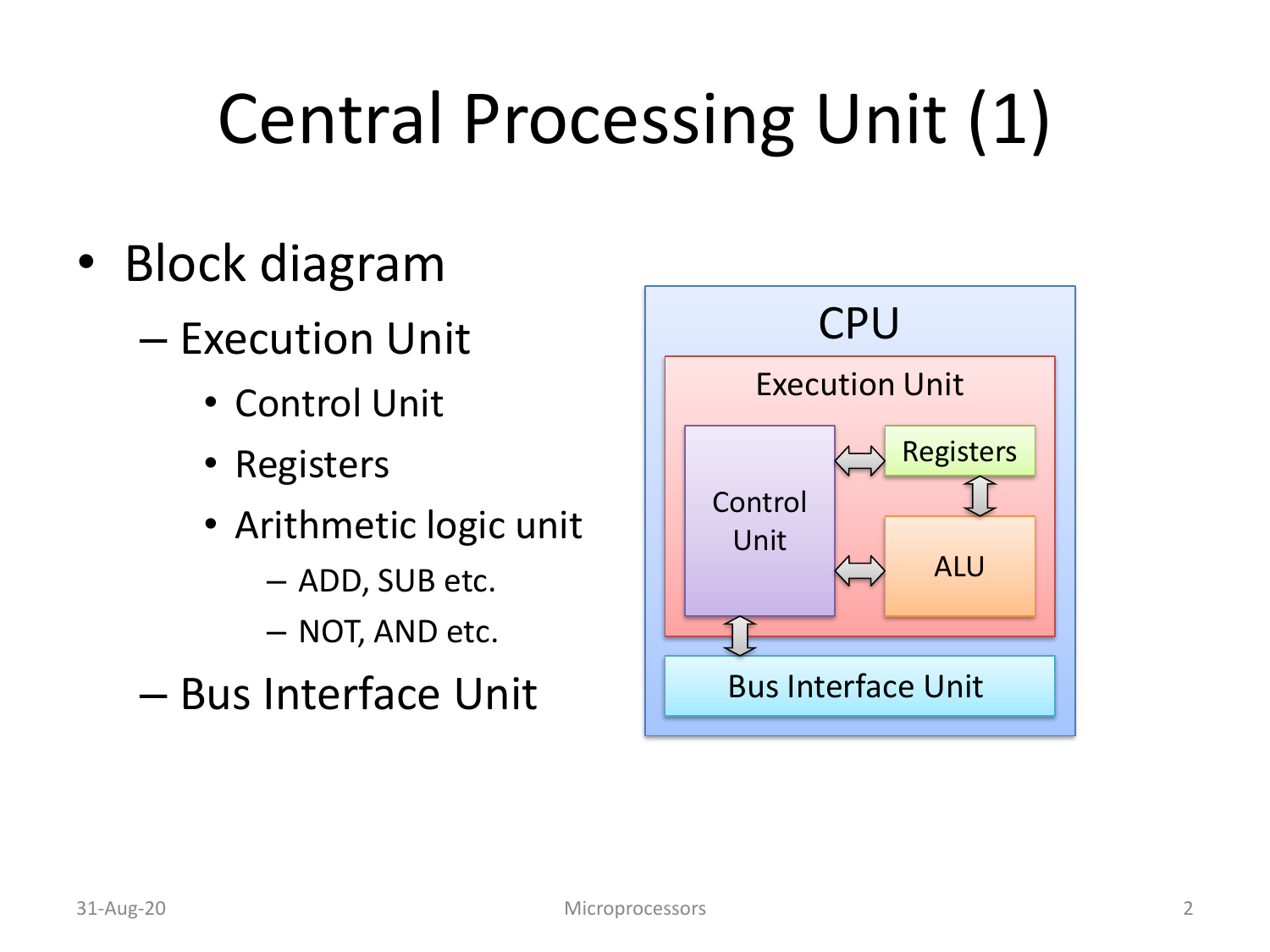# Central Processing Unit (1)

- Block diagram
  - Execution Unit
    - Control Unit
    - Registers
    - Arithmetic logic unit
      - ADD, SUB etc.
      - NOT, AND etc.
  - Bus Interface Unit

CPU

Execution Unit

Control Unit

Registers

ALU

Bus Interface Unit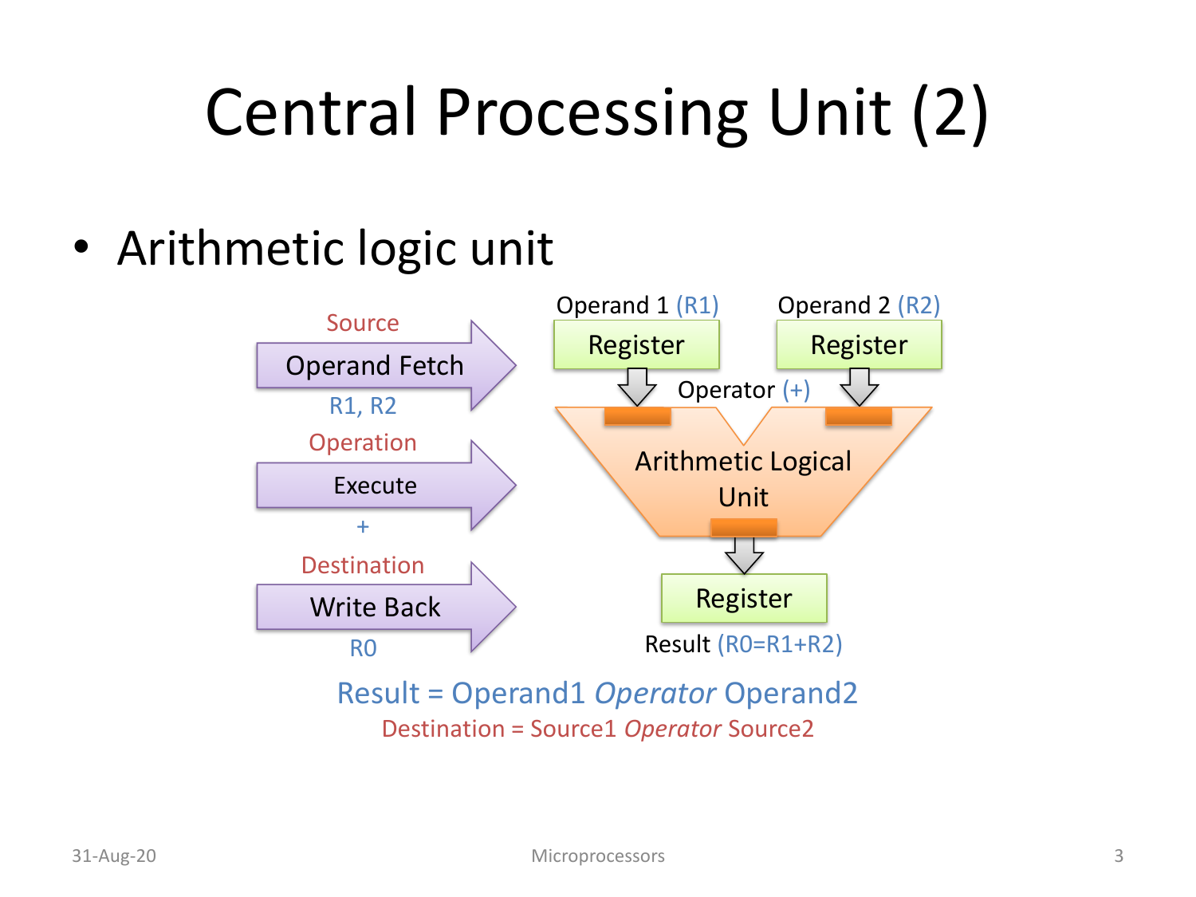# Central Processing Unit (2)

- Arithmetic logic unit

Source

Operand Fetch

R1, R2

Operation

Execute

+

Destination

Write Back

R0

Operand 1 (R1) — Register

Operand 2 (R2) — Register

Operator (+)

Arithmetic Logical Unit

Register

Result (R0=R1+R2)

Result = Operand1 *Operator* Operand2

Destination = Source1 *Operator* Source2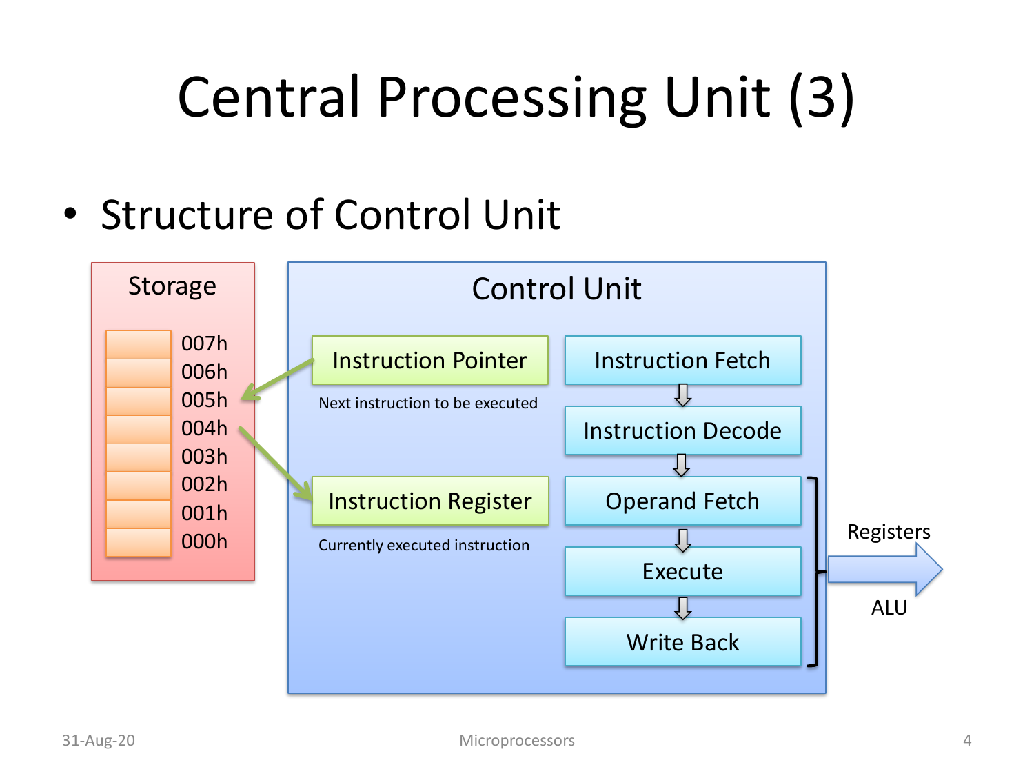# Central Processing Unit (3)

- Structure of Control Unit

Storage

007h
006h
005h
004h
003h
002h
001h
000h

Control Unit

Instruction Pointer

Next instruction to be executed

Instruction Register

Currently executed instruction

Instruction Fetch

Instruction Decode

Operand Fetch

Execute

Write Back

Registers

ALU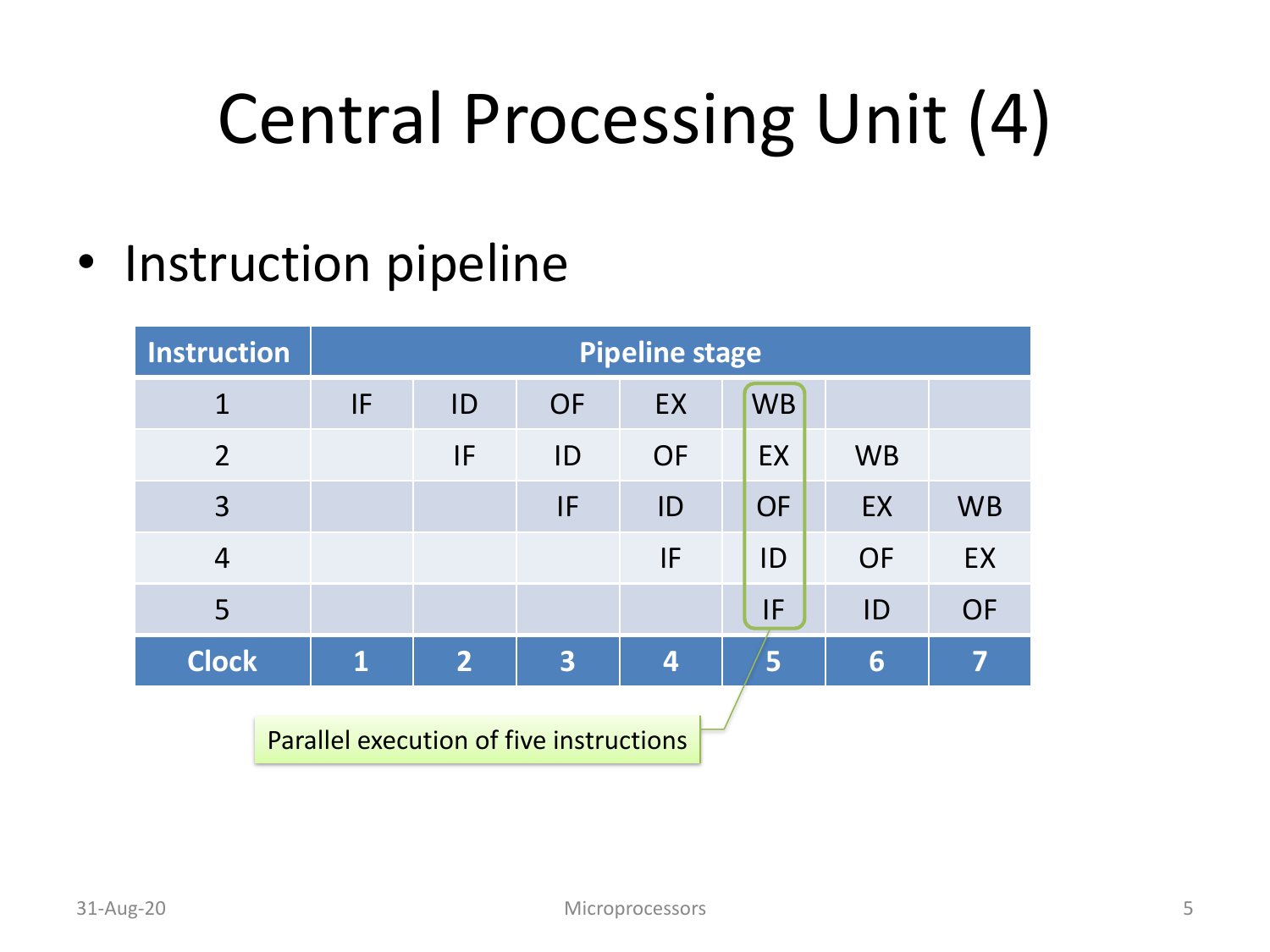# Central Processing Unit (4)

- Instruction pipeline

| Instruction | Pipeline stage | | | | | |
|---|---|---|---|---|---|---|
| 1 | IF | ID | OF | EX | WB | | |
| 2 | | IF | ID | OF | EX | WB | |
| 3 | | | IF | ID | OF | EX | WB |
| 4 | | | | IF | ID | OF | EX |
| 5 | | | | | IF | ID | OF |
| **Clock** | **1** | **2** | **3** | **4** | **5** | **6** | **7** |

Parallel execution of five instructions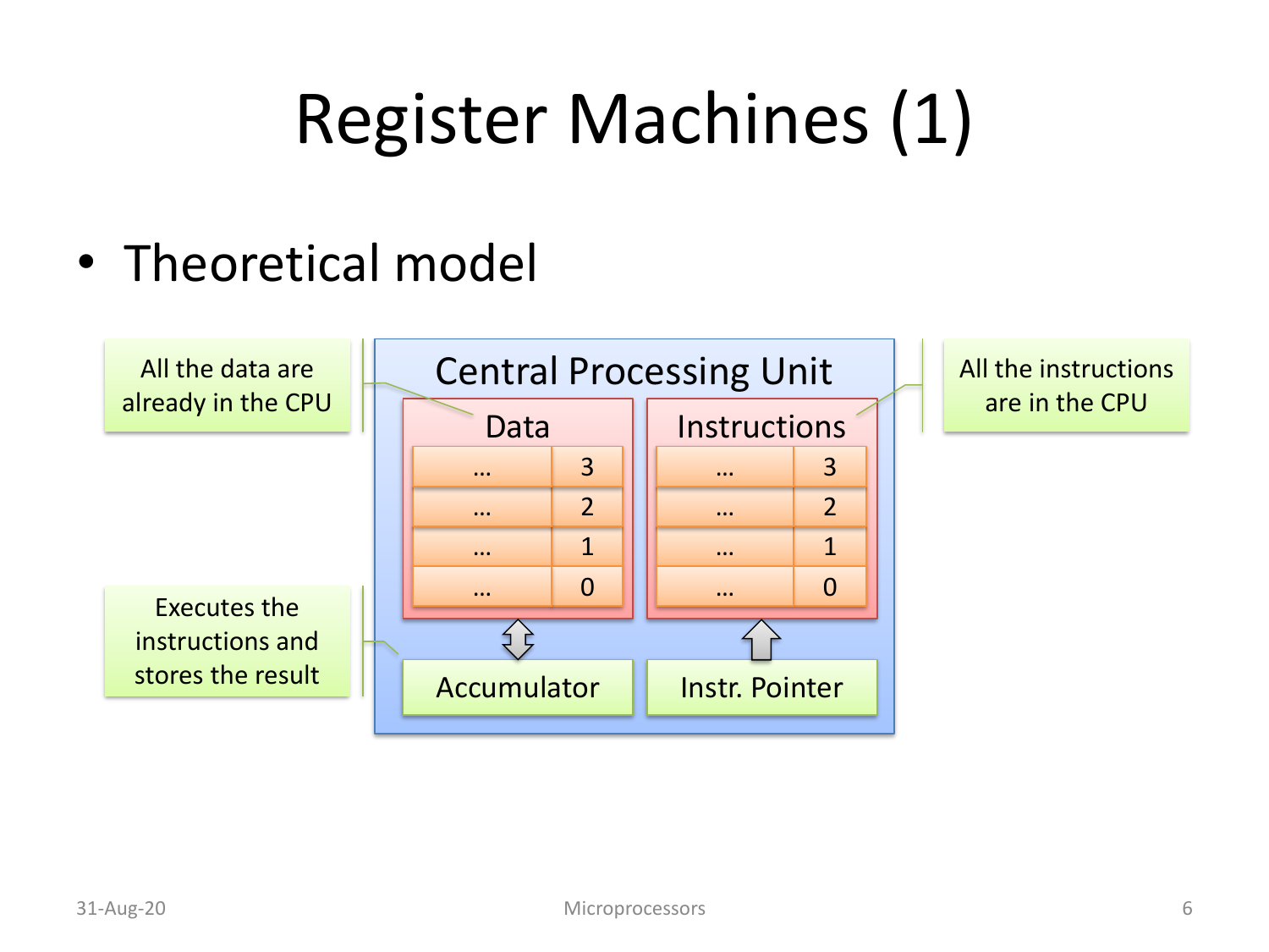# Register Machines (1)

- Theoretical model

All the data are already in the CPU

Executes the instructions and stores the result

All the instructions are in the CPU

**Central Processing Unit**

| Data | |
|---|---|
| … | 3 |
| … | 2 |
| … | 1 |
| … | 0 |

| Instructions | |
|---|---|
| … | 3 |
| … | 2 |
| … | 1 |
| … | 0 |

Accumulator

Instr. Pointer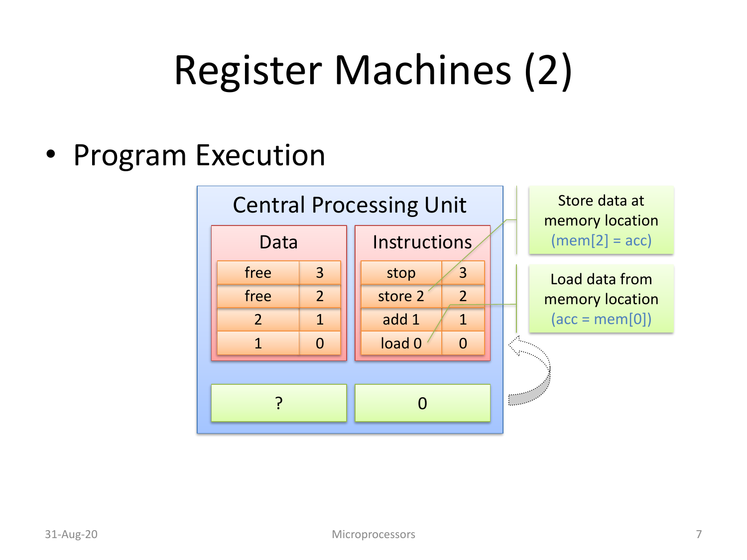# Register Machines (2)

- Program Execution

**Central Processing Unit**

| Data | |
|---|---|
| free | 3 |
| free | 2 |
| 2 | 1 |
| 1 | 0 |

| Instructions | |
|---|---|
| stop | 3 |
| store 2 | 2 |
| add 1 | 1 |
| load 0 | 0 |

| ? | 0 |
|---|---|

Store data at memory location (mem[2] = acc)

Load data from memory location (acc = mem[0])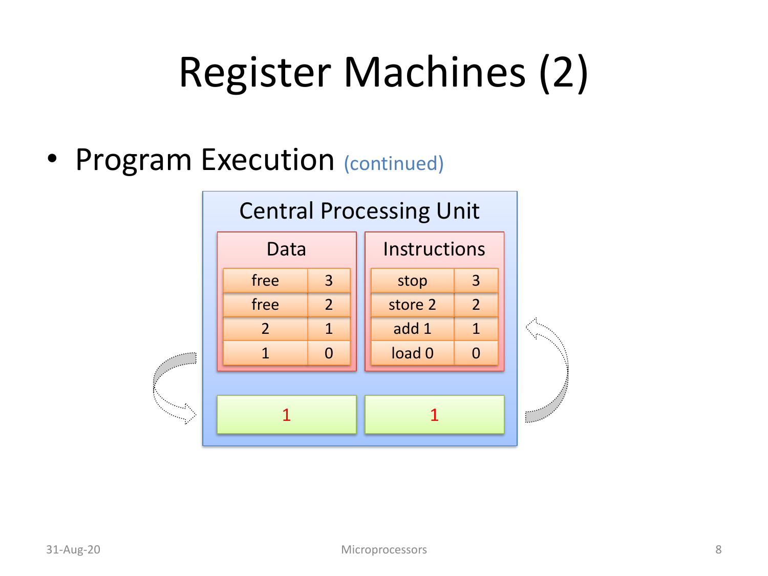# Register Machines (2)

- Program Execution (continued)

Central Processing Unit

| Data | |
|---|---|
| free | 3 |
| free | 2 |
| 2 | 1 |
| 1 | 0 |

| Instructions | |
|---|---|
| stop | 3 |
| store 2 | 2 |
| add 1 | 1 |
| load 0 | 0 |

1

1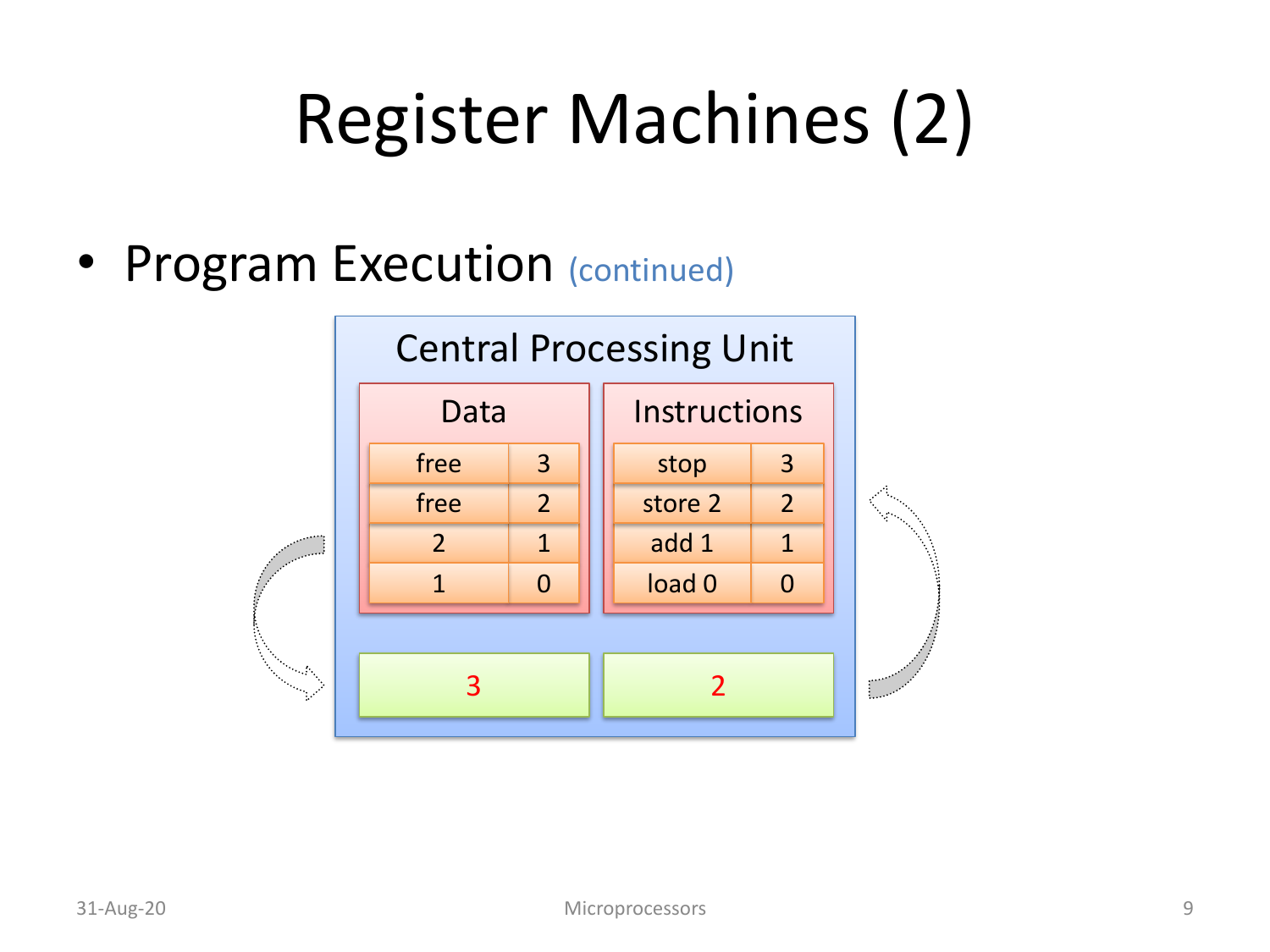# Register Machines (2)

- Program Execution (continued)

Central Processing Unit

| Data | |
|---|---|
| free | 3 |
| free | 2 |
| 2 | 1 |
| 1 | 0 |

| Instructions | |
|---|---|
| stop | 3 |
| store 2 | 2 |
| add 1 | 1 |
| load 0 | 0 |

3

2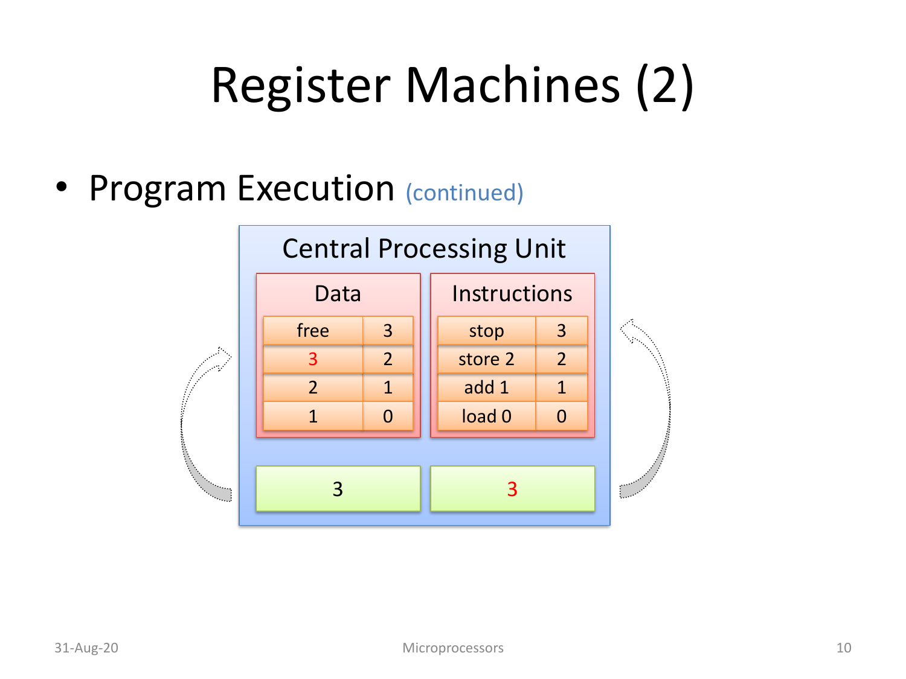# Register Machines (2)

- Program Execution (continued)

**Central Processing Unit**

**Data**

| | |
|---|---|
| free | 3 |
| 3 | 2 |
| 2 | 1 |
| 1 | 0 |

**Instructions**

| | |
|---|---|
| stop | 3 |
| store 2 | 2 |
| add 1 | 1 |
| load 0 | 0 |

| | |
|---|---|
| 3 | 3 |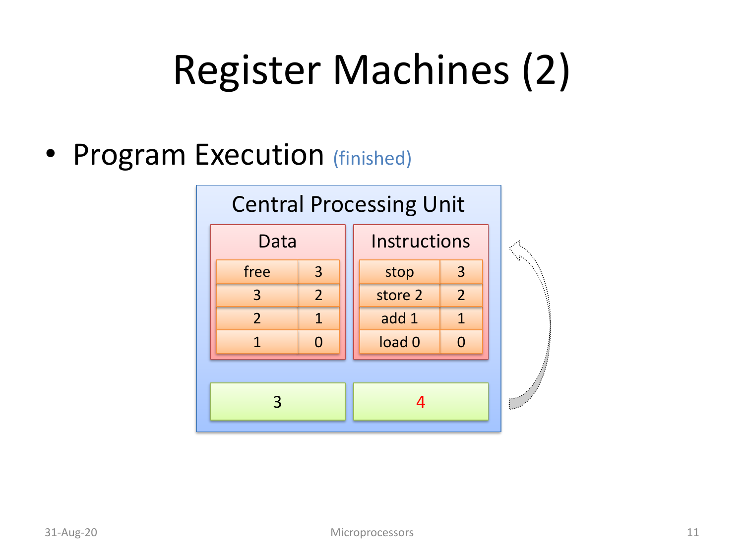# Register Machines (2)

- Program Execution (finished)

**Central Processing Unit**

**Data**

| | |
|---|---|
| free | 3 |
| 3 | 2 |
| 2 | 1 |
| 1 | 0 |

**Instructions**

| | |
|---|---|
| stop | 3 |
| store 2 | 2 |
| add 1 | 1 |
| load 0 | 0 |

3

4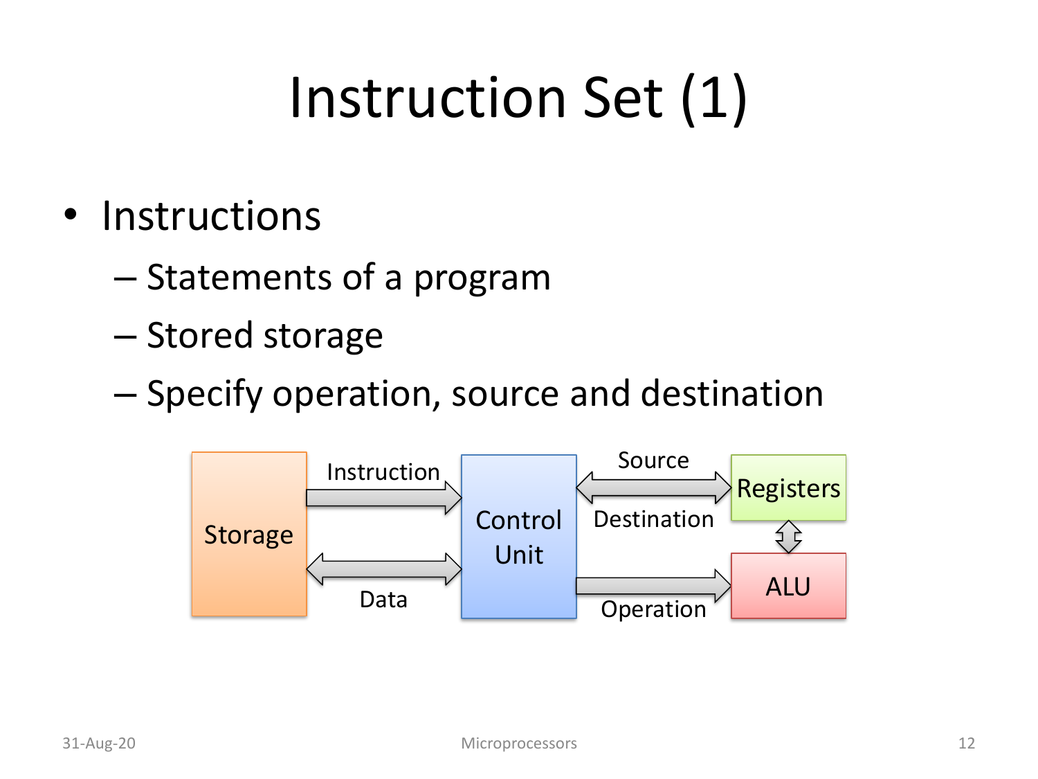# Instruction Set (1)

- Instructions
  - Statements of a program
  - Stored storage
  - Specify operation, source and destination

Storage — Instruction → Control Unit

Storage ↔ Data ↔ Control Unit

Control Unit ↔ Source / Destination ↔ Registers

Registers ↔ ALU

Control Unit — Operation → ALU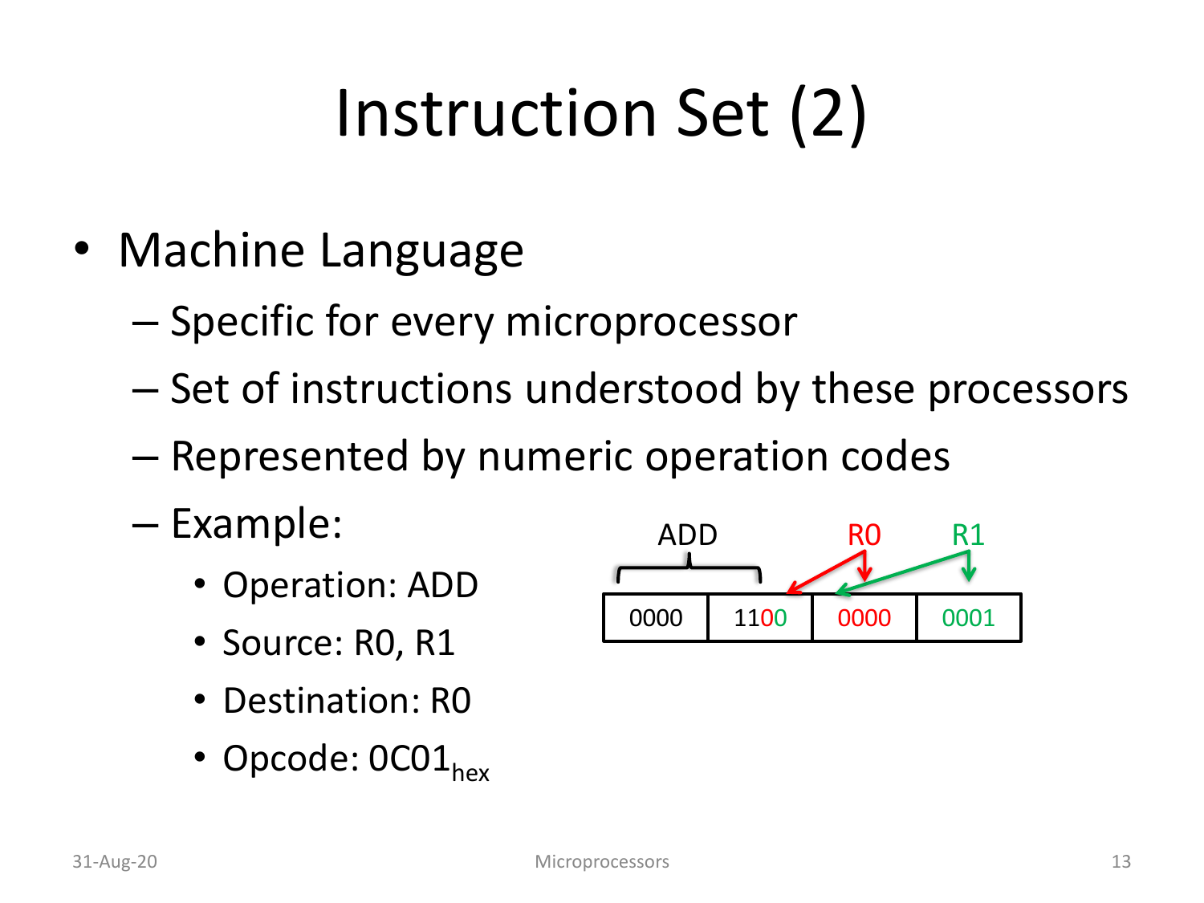# Instruction Set (2)

- Machine Language
  - Specific for every microprocessor
  - Set of instructions understood by these processors
  - Represented by numeric operation codes
  - Example:
    - Operation: ADD
    - Source: R0, R1
    - Destination: R0
    - Opcode: $0C01_{hex}$

| ADD | | R0 | R1 |
|---|---|---|---|
| 0000 | 1100 | 0000 | 0001 |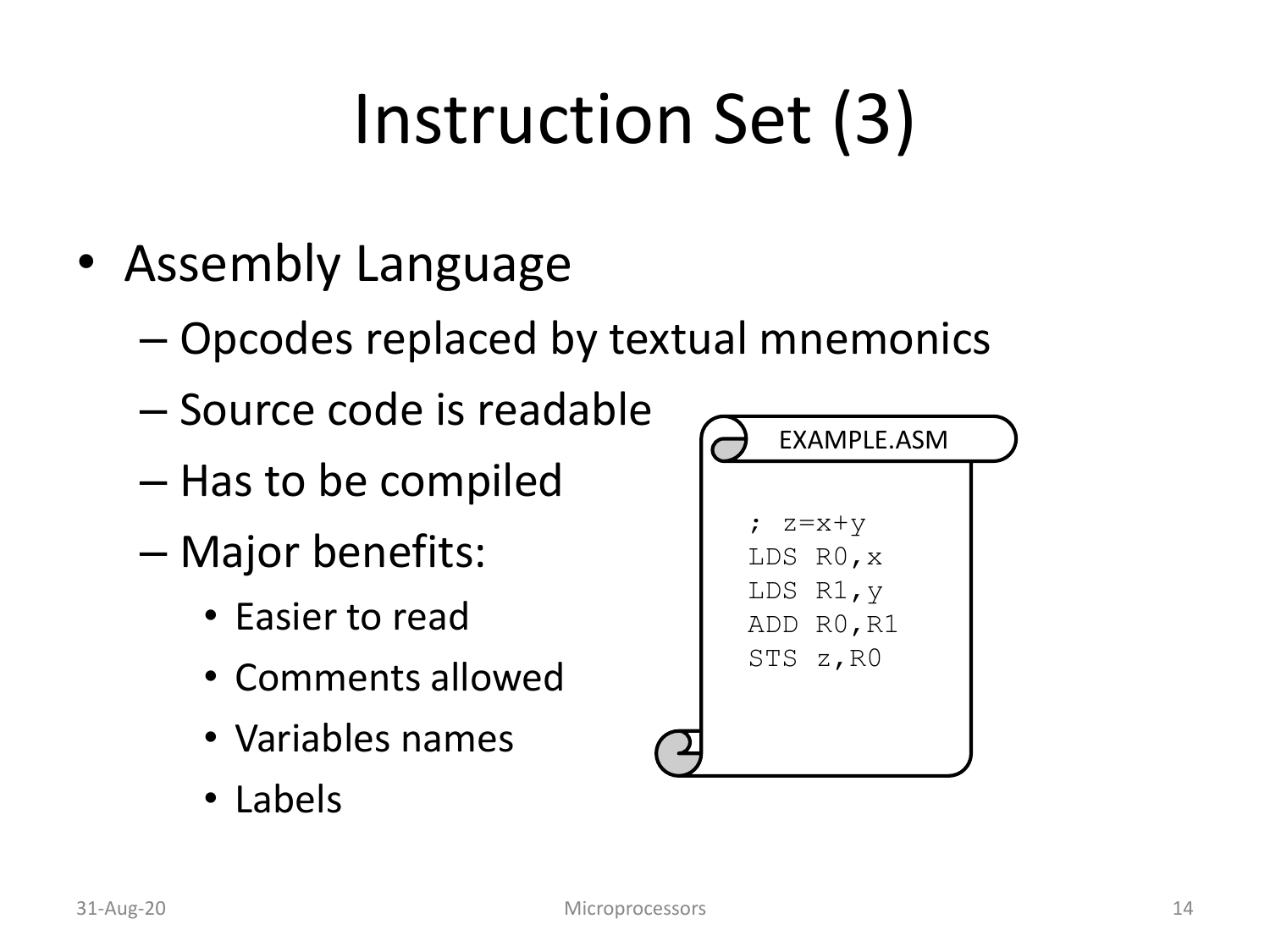# Instruction Set (3)

- Assembly Language
  - Opcodes replaced by textual mnemonics
  - Source code is readable
  - Has to be compiled
  - Major benefits:
    - Easier to read
    - Comments allowed
    - Variables names
    - Labels

EXAMPLE.ASM

```
; z=x+y
LDS R0,x
LDS R1,y
ADD R0,R1
STS z,R0
```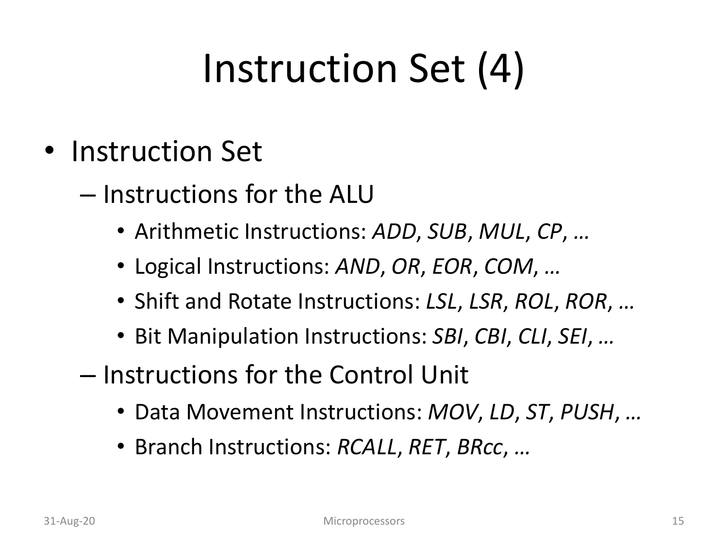# Instruction Set (4)

- Instruction Set
  - Instructions for the ALU
    - Arithmetic Instructions: *ADD*, *SUB*, *MUL*, *CP*, *…*
    - Logical Instructions: *AND*, *OR*, *EOR*, *COM*, …
    - Shift and Rotate Instructions: *LSL*, *LSR*, *ROL*, *ROR*, …
    - Bit Manipulation Instructions: *SBI*, *CBI*, *CLI*, *SEI*, …
  - Instructions for the Control Unit
    - Data Movement Instructions: *MOV*, *LD*, *ST*, *PUSH*, …
    - Branch Instructions: *RCALL*, *RET*, *BRcc*, …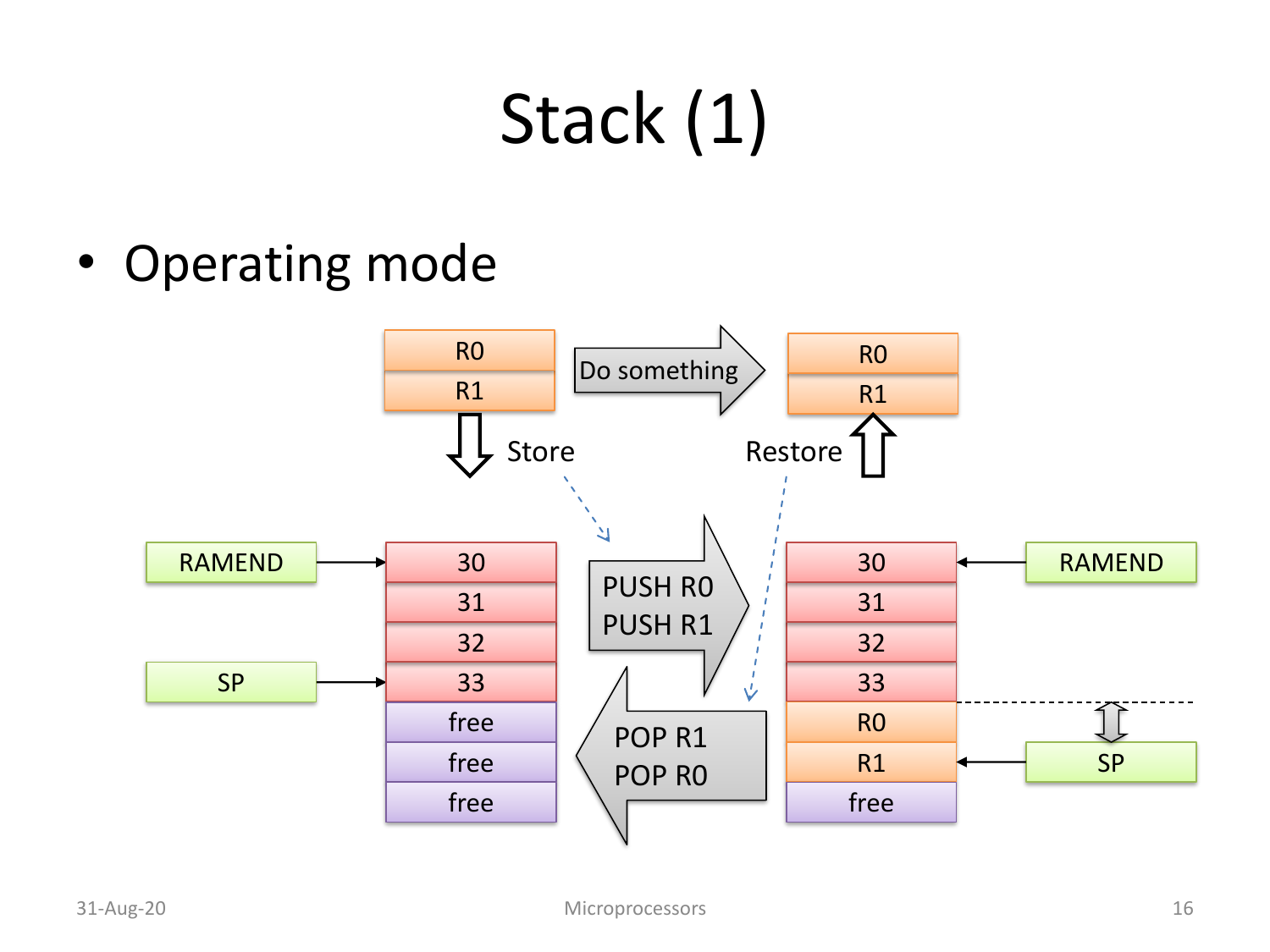# Stack (1)

- Operating mode

R0
R1

Do something

R0
R1

Store

Restore

RAMEND

SP

| 30 |
|---|
| 31 |
| 32 |
| 33 |
| free |
| free |
| free |

PUSH R0
PUSH R1

POP R1
POP R0

| 30 |
|---|
| 31 |
| 32 |
| 33 |
| R0 |
| R1 |
| free |

RAMEND

SP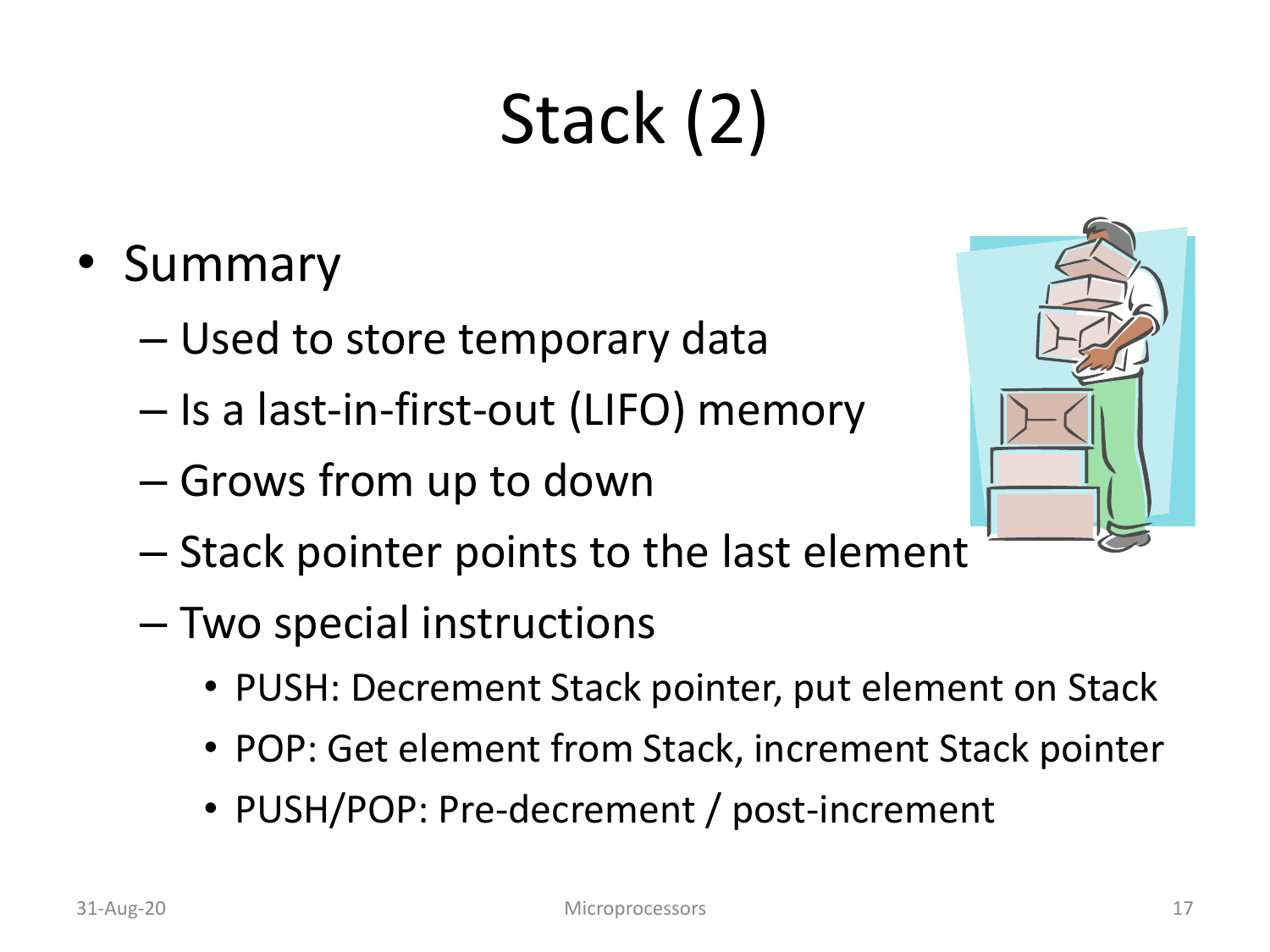# Stack (2)

- Summary
  - Used to store temporary data
  - Is a last-in-first-out (LIFO) memory
  - Grows from up to down
  - Stack pointer points to the last element
  - Two special instructions
    - PUSH: Decrement Stack pointer, put element on Stack
    - POP: Get element from Stack, increment Stack pointer
    - PUSH/POP: Pre-decrement / post-increment